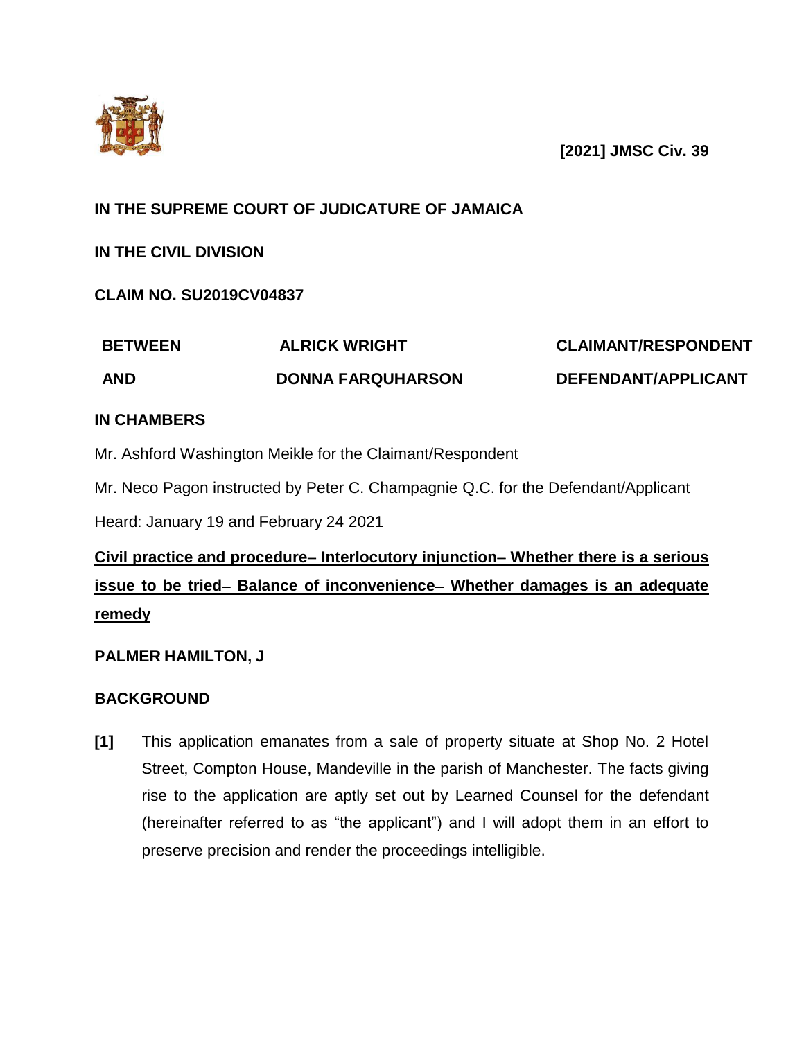**[2021] JMSC Civ. 39**

**IN THE SUPREME COURT OF JUDICATURE OF JAMAICA**

**IN THE CIVIL DIVISION**

**CLAIM NO. SU2019CV04837**

| | | |
|---|---|---|
| **BETWEEN** | **ALRICK WRIGHT** | **CLAIMANT/RESPONDENT** |
| **AND** | **DONNA FARQUHARSON** | **DEFENDANT/APPLICANT** |

**IN CHAMBERS**

Mr. Ashford Washington Meikle for the Claimant/Respondent

Mr. Neco Pagon instructed by Peter C. Champagnie Q.C. for the Defendant/Applicant

Heard: January 19 and February 24 2021

**Civil practice and procedure– Interlocutory injunction– Whether there is a serious issue to be tried– Balance of inconvenience– Whether damages is an adequate remedy**

**PALMER HAMILTON, J**

**BACKGROUND**

**[1]** This application emanates from a sale of property situate at Shop No. 2 Hotel Street, Compton House, Mandeville in the parish of Manchester. The facts giving rise to the application are aptly set out by Learned Counsel for the defendant (hereinafter referred to as "the applicant") and I will adopt them in an effort to preserve precision and render the proceedings intelligible.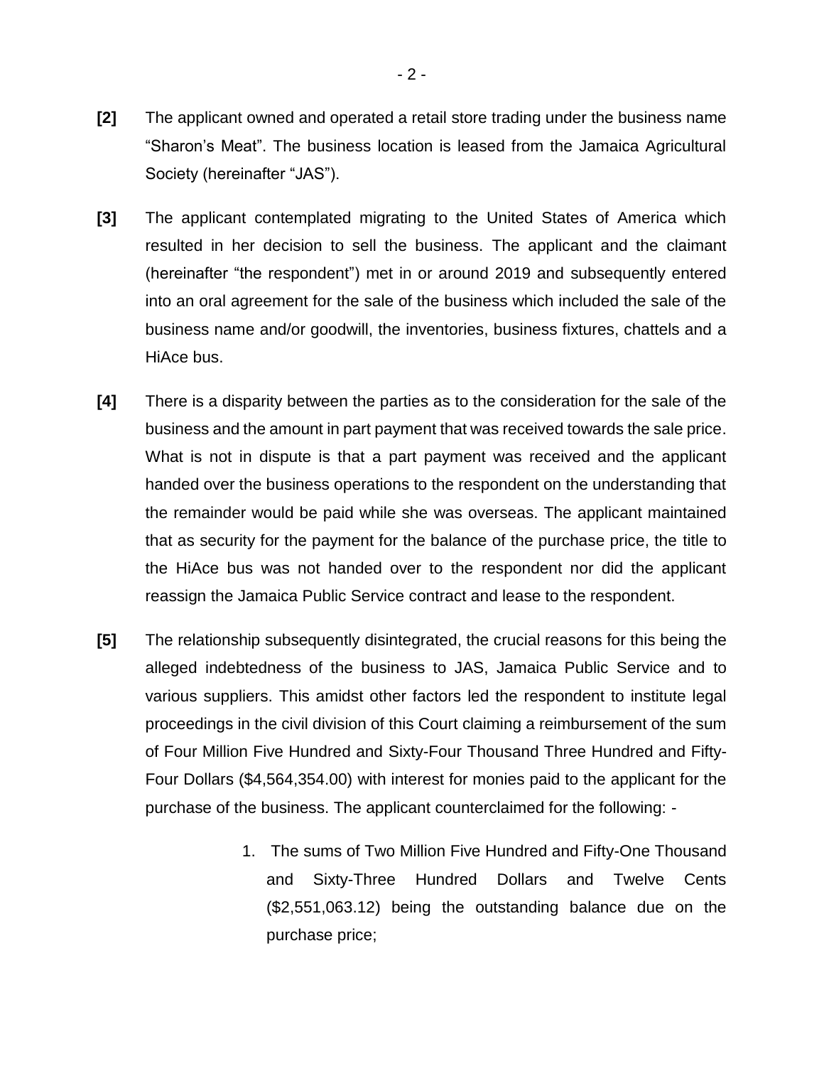**[2]** The applicant owned and operated a retail store trading under the business name "Sharon's Meat". The business location is leased from the Jamaica Agricultural Society (hereinafter "JAS").

**[3]** The applicant contemplated migrating to the United States of America which resulted in her decision to sell the business. The applicant and the claimant (hereinafter "the respondent") met in or around 2019 and subsequently entered into an oral agreement for the sale of the business which included the sale of the business name and/or goodwill, the inventories, business fixtures, chattels and a HiAce bus.

**[4]** There is a disparity between the parties as to the consideration for the sale of the business and the amount in part payment that was received towards the sale price. What is not in dispute is that a part payment was received and the applicant handed over the business operations to the respondent on the understanding that the remainder would be paid while she was overseas. The applicant maintained that as security for the payment for the balance of the purchase price, the title to the HiAce bus was not handed over to the respondent nor did the applicant reassign the Jamaica Public Service contract and lease to the respondent.

**[5]** The relationship subsequently disintegrated, the crucial reasons for this being the alleged indebtedness of the business to JAS, Jamaica Public Service and to various suppliers. This amidst other factors led the respondent to institute legal proceedings in the civil division of this Court claiming a reimbursement of the sum of Four Million Five Hundred and Sixty-Four Thousand Three Hundred and Fifty-Four Dollars ($4,564,354.00) with interest for monies paid to the applicant for the purchase of the business. The applicant counterclaimed for the following: -

1. The sums of Two Million Five Hundred and Fifty-One Thousand and Sixty-Three Hundred Dollars and Twelve Cents ($2,551,063.12) being the outstanding balance due on the purchase price;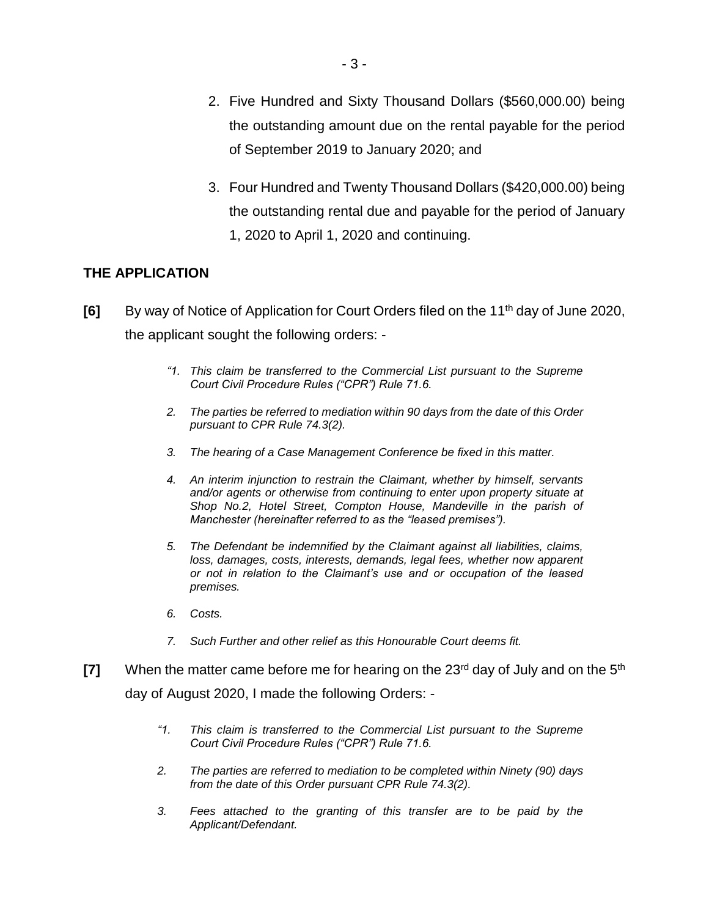2. Five Hundred and Sixty Thousand Dollars ($560,000.00) being the outstanding amount due on the rental payable for the period of September 2019 to January 2020; and

3. Four Hundred and Twenty Thousand Dollars ($420,000.00) being the outstanding rental due and payable for the period of January 1, 2020 to April 1, 2020 and continuing.

## THE APPLICATION

**[6]** By way of Notice of Application for Court Orders filed on the 11th day of June 2020, the applicant sought the following orders: -

> *"1. This claim be transferred to the Commercial List pursuant to the Supreme Court Civil Procedure Rules ("CPR") Rule 71.6.*
>
> *2. The parties be referred to mediation within 90 days from the date of this Order pursuant to CPR Rule 74.3(2).*
>
> *3. The hearing of a Case Management Conference be fixed in this matter.*
>
> *4. An interim injunction to restrain the Claimant, whether by himself, servants and/or agents or otherwise from continuing to enter upon property situate at Shop No.2, Hotel Street, Compton House, Mandeville in the parish of Manchester (hereinafter referred to as the "leased premises").*
>
> *5. The Defendant be indemnified by the Claimant against all liabilities, claims, loss, damages, costs, interests, demands, legal fees, whether now apparent or not in relation to the Claimant's use and or occupation of the leased premises.*
>
> *6. Costs.*
>
> *7. Such Further and other relief as this Honourable Court deems fit.*

**[7]** When the matter came before me for hearing on the 23rd day of July and on the 5th day of August 2020, I made the following Orders: -

> *"1. This claim is transferred to the Commercial List pursuant to the Supreme Court Civil Procedure Rules ("CPR") Rule 71.6.*
>
> *2. The parties are referred to mediation to be completed within Ninety (90) days from the date of this Order pursuant CPR Rule 74.3(2).*
>
> *3. Fees attached to the granting of this transfer are to be paid by the Applicant/Defendant.*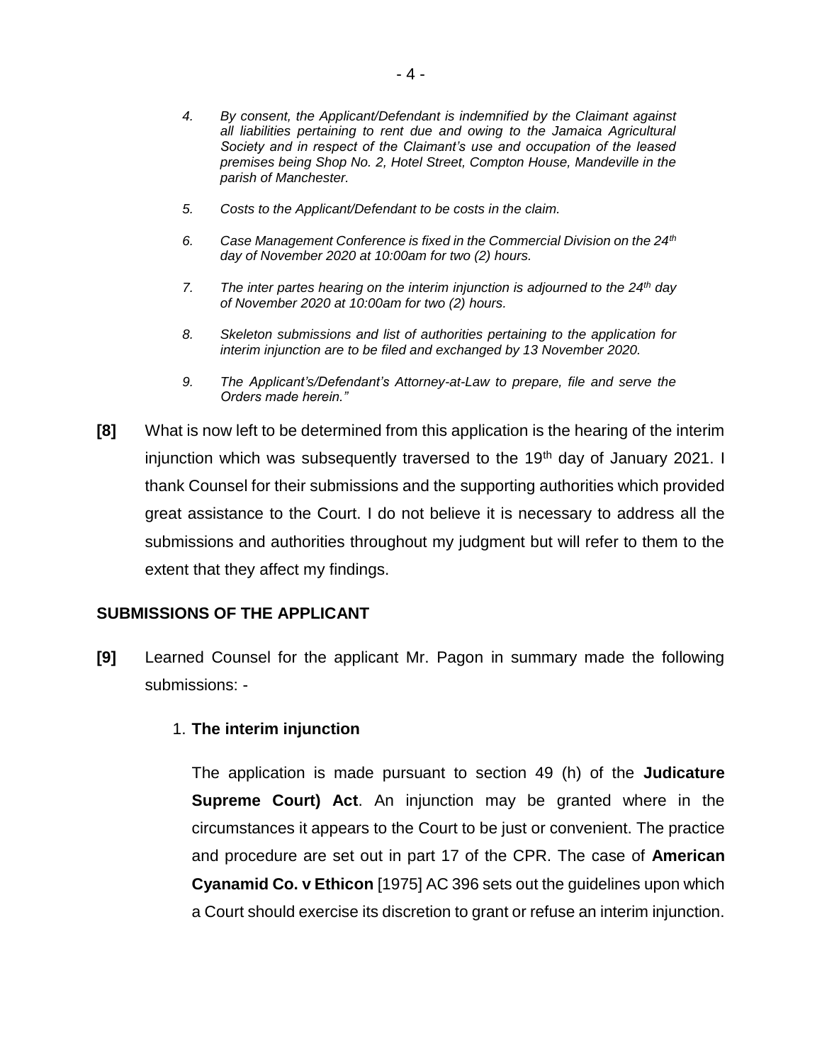> *4. By consent, the Applicant/Defendant is indemnified by the Claimant against all liabilities pertaining to rent due and owing to the Jamaica Agricultural Society and in respect of the Claimant's use and occupation of the leased premises being Shop No. 2, Hotel Street, Compton House, Mandeville in the parish of Manchester.*
>
> *5. Costs to the Applicant/Defendant to be costs in the claim.*
>
> *6. Case Management Conference is fixed in the Commercial Division on the 24th day of November 2020 at 10:00am for two (2) hours.*
>
> *7. The inter partes hearing on the interim injunction is adjourned to the 24th day of November 2020 at 10:00am for two (2) hours.*
>
> *8. Skeleton submissions and list of authorities pertaining to the application for interim injunction are to be filed and exchanged by 13 November 2020.*
>
> *9. The Applicant's/Defendant's Attorney-at-Law to prepare, file and serve the Orders made herein."*

**[8]** What is now left to be determined from this application is the hearing of the interim injunction which was subsequently traversed to the 19th day of January 2021. I thank Counsel for their submissions and the supporting authorities which provided great assistance to the Court. I do not believe it is necessary to address all the submissions and authorities throughout my judgment but will refer to them to the extent that they affect my findings.

## SUBMISSIONS OF THE APPLICANT

**[9]** Learned Counsel for the applicant Mr. Pagon in summary made the following submissions: -

1. **The interim injunction**

   The application is made pursuant to section 49 (h) of the **Judicature Supreme Court) Act**. An injunction may be granted where in the circumstances it appears to the Court to be just or convenient. The practice and procedure are set out in part 17 of the CPR. The case of **American Cyanamid Co. v Ethicon** [1975] AC 396 sets out the guidelines upon which a Court should exercise its discretion to grant or refuse an interim injunction.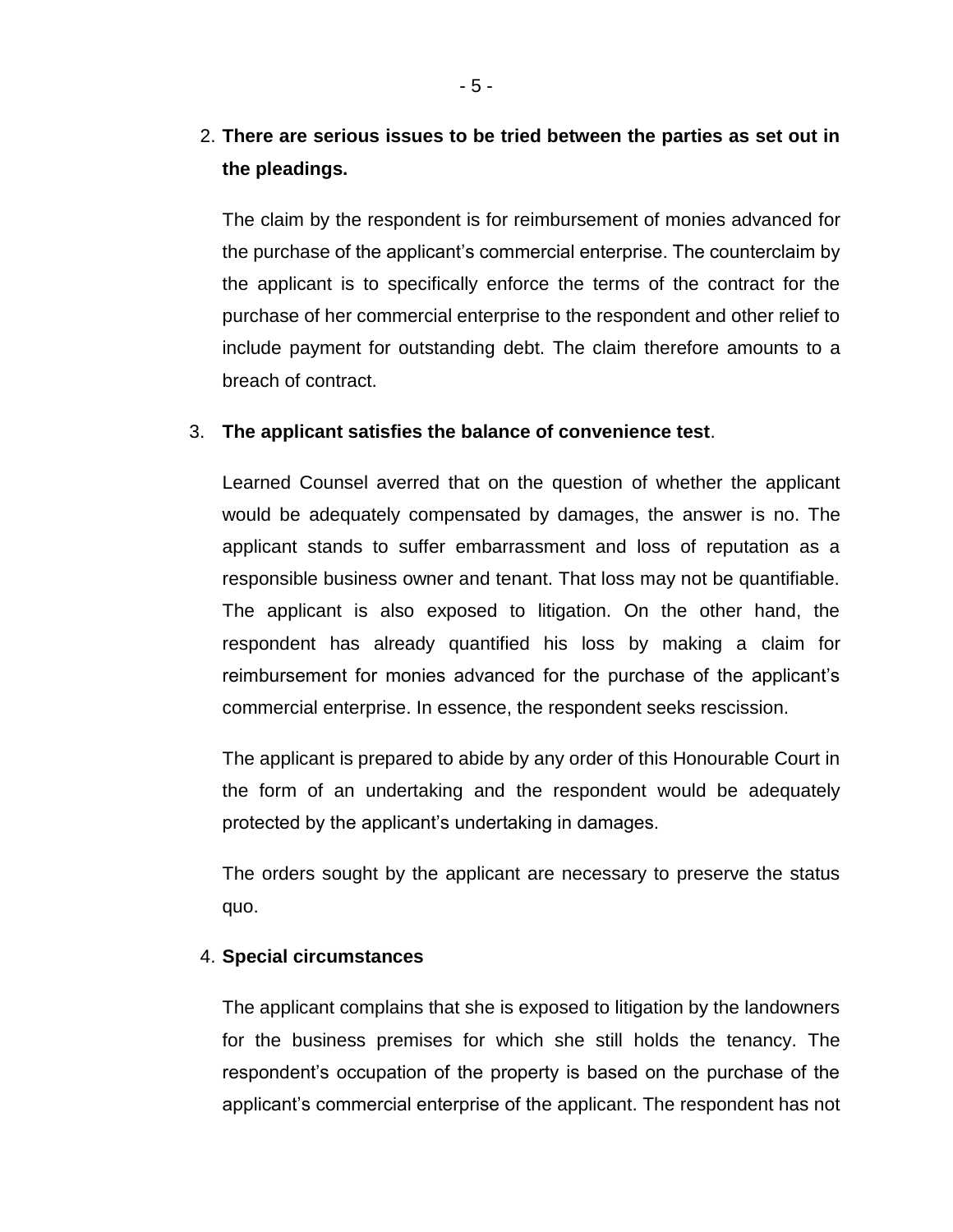2. **There are serious issues to be tried between the parties as set out in the pleadings.**

   The claim by the respondent is for reimbursement of monies advanced for the purchase of the applicant's commercial enterprise. The counterclaim by the applicant is to specifically enforce the terms of the contract for the purchase of her commercial enterprise to the respondent and other relief to include payment for outstanding debt. The claim therefore amounts to a breach of contract.

3. **The applicant satisfies the balance of convenience test**.

   Learned Counsel averred that on the question of whether the applicant would be adequately compensated by damages, the answer is no. The applicant stands to suffer embarrassment and loss of reputation as a responsible business owner and tenant. That loss may not be quantifiable. The applicant is also exposed to litigation. On the other hand, the respondent has already quantified his loss by making a claim for reimbursement for monies advanced for the purchase of the applicant's commercial enterprise. In essence, the respondent seeks rescission.

   The applicant is prepared to abide by any order of this Honourable Court in the form of an undertaking and the respondent would be adequately protected by the applicant's undertaking in damages.

   The orders sought by the applicant are necessary to preserve the status quo.

4. **Special circumstances**

   The applicant complains that she is exposed to litigation by the landowners for the business premises for which she still holds the tenancy. The respondent's occupation of the property is based on the purchase of the applicant's commercial enterprise of the applicant. The respondent has not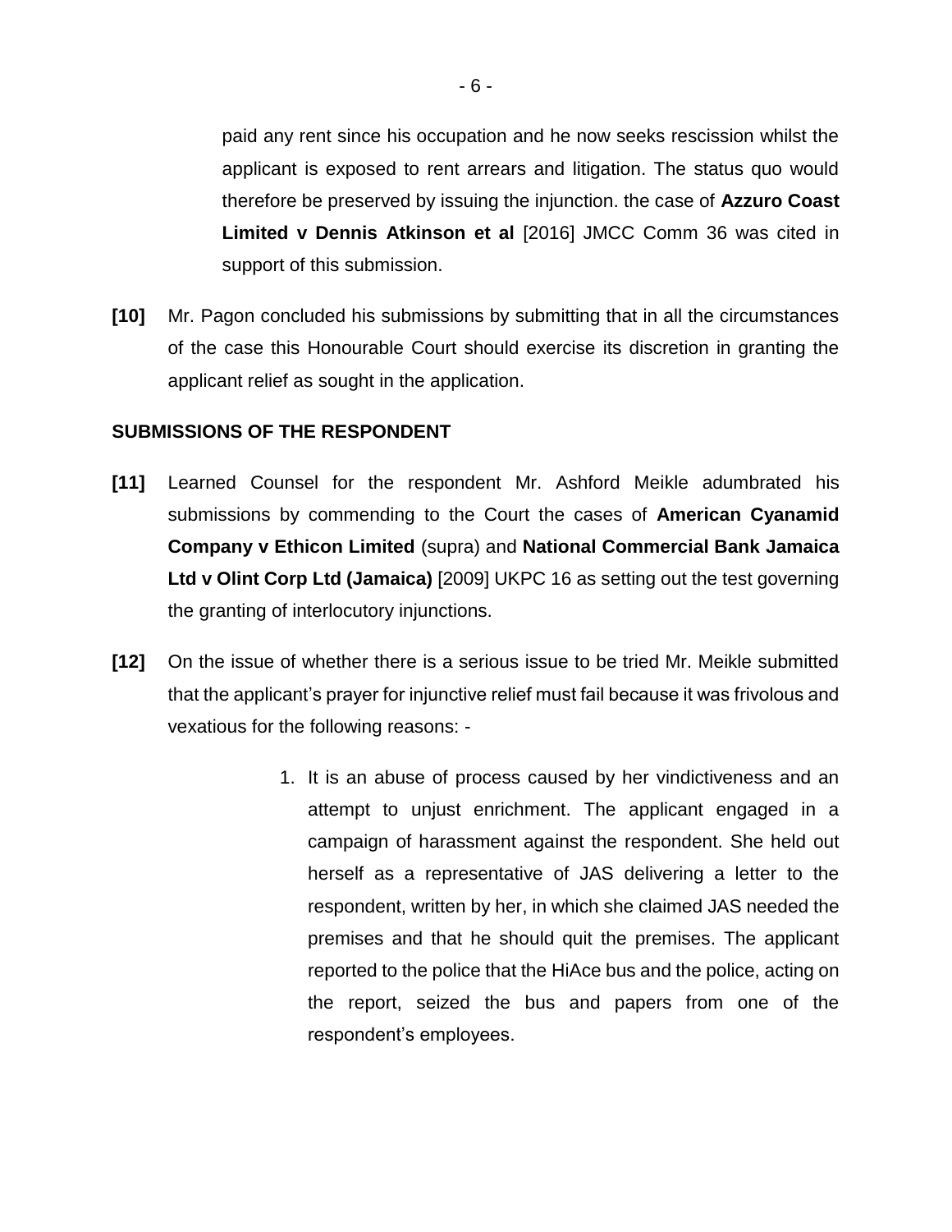paid any rent since his occupation and he now seeks rescission whilst the applicant is exposed to rent arrears and litigation. The status quo would therefore be preserved by issuing the injunction. the case of **Azzuro Coast Limited v Dennis Atkinson et al** [2016] JMCC Comm 36 was cited in support of this submission.

**[10]** Mr. Pagon concluded his submissions by submitting that in all the circumstances of the case this Honourable Court should exercise its discretion in granting the applicant relief as sought in the application.

**SUBMISSIONS OF THE RESPONDENT**

**[11]** Learned Counsel for the respondent Mr. Ashford Meikle adumbrated his submissions by commending to the Court the cases of **American Cyanamid Company v Ethicon Limited** (supra) and **National Commercial Bank Jamaica Ltd v Olint Corp Ltd (Jamaica)** [2009] UKPC 16 as setting out the test governing the granting of interlocutory injunctions.

**[12]** On the issue of whether there is a serious issue to be tried Mr. Meikle submitted that the applicant's prayer for injunctive relief must fail because it was frivolous and vexatious for the following reasons: -

1. It is an abuse of process caused by her vindictiveness and an attempt to unjust enrichment. The applicant engaged in a campaign of harassment against the respondent. She held out herself as a representative of JAS delivering a letter to the respondent, written by her, in which she claimed JAS needed the premises and that he should quit the premises. The applicant reported to the police that the HiAce bus and the police, acting on the report, seized the bus and papers from one of the respondent's employees.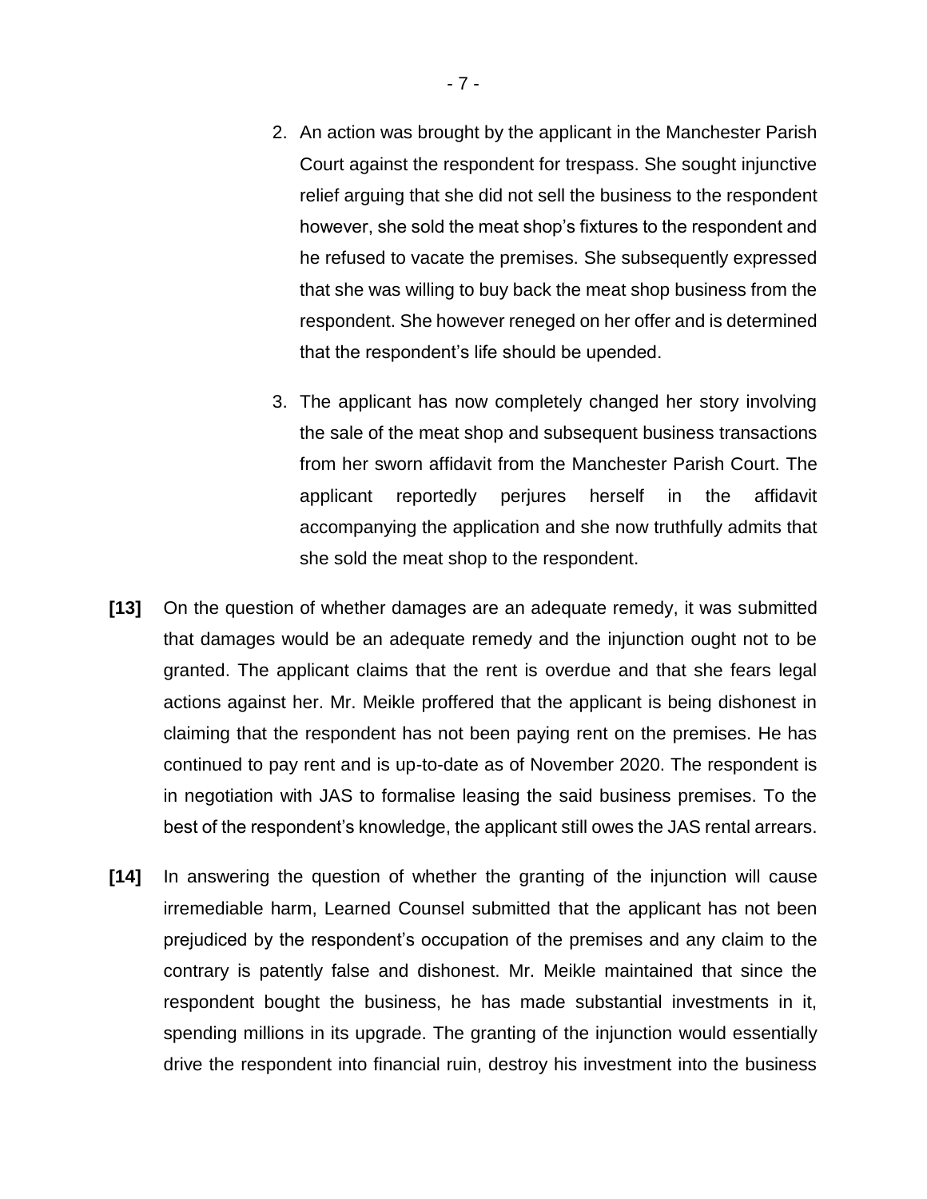2. An action was brought by the applicant in the Manchester Parish Court against the respondent for trespass. She sought injunctive relief arguing that she did not sell the business to the respondent however, she sold the meat shop's fixtures to the respondent and he refused to vacate the premises. She subsequently expressed that she was willing to buy back the meat shop business from the respondent. She however reneged on her offer and is determined that the respondent's life should be upended.

3. The applicant has now completely changed her story involving the sale of the meat shop and subsequent business transactions from her sworn affidavit from the Manchester Parish Court. The applicant reportedly perjures herself in the affidavit accompanying the application and she now truthfully admits that she sold the meat shop to the respondent.

**[13]** On the question of whether damages are an adequate remedy, it was submitted that damages would be an adequate remedy and the injunction ought not to be granted. The applicant claims that the rent is overdue and that she fears legal actions against her. Mr. Meikle proffered that the applicant is being dishonest in claiming that the respondent has not been paying rent on the premises. He has continued to pay rent and is up-to-date as of November 2020. The respondent is in negotiation with JAS to formalise leasing the said business premises. To the best of the respondent's knowledge, the applicant still owes the JAS rental arrears.

**[14]** In answering the question of whether the granting of the injunction will cause irremediable harm, Learned Counsel submitted that the applicant has not been prejudiced by the respondent's occupation of the premises and any claim to the contrary is patently false and dishonest. Mr. Meikle maintained that since the respondent bought the business, he has made substantial investments in it, spending millions in its upgrade. The granting of the injunction would essentially drive the respondent into financial ruin, destroy his investment into the business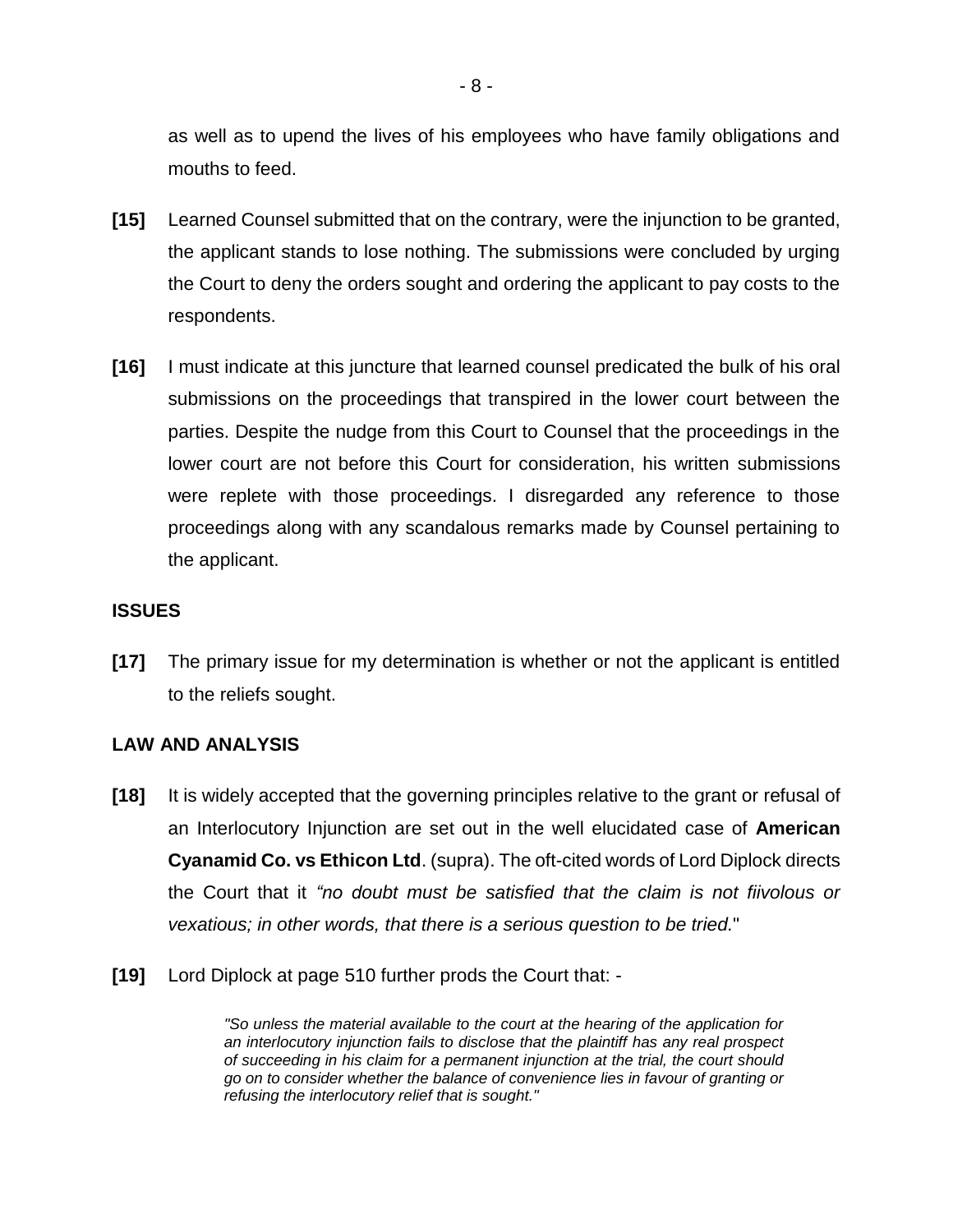as well as to upend the lives of his employees who have family obligations and mouths to feed.

**[15]** Learned Counsel submitted that on the contrary, were the injunction to be granted, the applicant stands to lose nothing. The submissions were concluded by urging the Court to deny the orders sought and ordering the applicant to pay costs to the respondents.

**[16]** I must indicate at this juncture that learned counsel predicated the bulk of his oral submissions on the proceedings that transpired in the lower court between the parties. Despite the nudge from this Court to Counsel that the proceedings in the lower court are not before this Court for consideration, his written submissions were replete with those proceedings. I disregarded any reference to those proceedings along with any scandalous remarks made by Counsel pertaining to the applicant.

## ISSUES

**[17]** The primary issue for my determination is whether or not the applicant is entitled to the reliefs sought.

## LAW AND ANALYSIS

**[18]** It is widely accepted that the governing principles relative to the grant or refusal of an Interlocutory Injunction are set out in the well elucidated case of **American Cyanamid Co. vs Ethicon Ltd**. (supra). The oft-cited words of Lord Diplock directs the Court that it *"no doubt must be satisfied that the claim is not fiivolous or vexatious; in other words, that there is a serious question to be tried.*"

**[19]** Lord Diplock at page 510 further prods the Court that: -

> *"So unless the material available to the court at the hearing of the application for an interlocutory injunction fails to disclose that the plaintiff has any real prospect of succeeding in his claim for a permanent injunction at the trial, the court should go on to consider whether the balance of convenience lies in favour of granting or refusing the interlocutory relief that is sought."*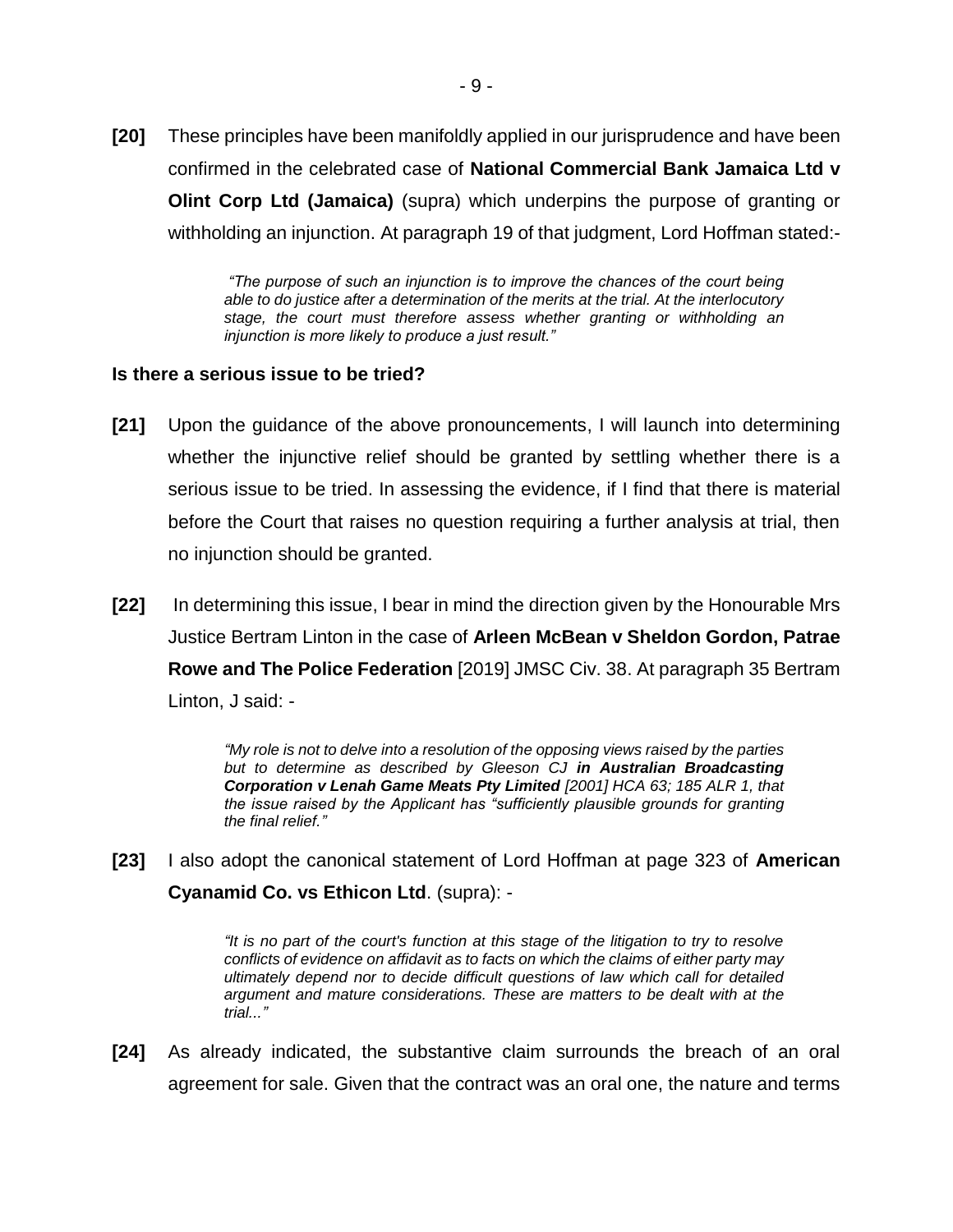**[20]** These principles have been manifoldly applied in our jurisprudence and have been confirmed in the celebrated case of **National Commercial Bank Jamaica Ltd v Olint Corp Ltd (Jamaica)** (supra) which underpins the purpose of granting or withholding an injunction. At paragraph 19 of that judgment, Lord Hoffman stated:-

> *"The purpose of such an injunction is to improve the chances of the court being able to do justice after a determination of the merits at the trial. At the interlocutory stage, the court must therefore assess whether granting or withholding an injunction is more likely to produce a just result."*

**Is there a serious issue to be tried?**

**[21]** Upon the guidance of the above pronouncements, I will launch into determining whether the injunctive relief should be granted by settling whether there is a serious issue to be tried. In assessing the evidence, if I find that there is material before the Court that raises no question requiring a further analysis at trial, then no injunction should be granted.

**[22]** In determining this issue, I bear in mind the direction given by the Honourable Mrs Justice Bertram Linton in the case of **Arleen McBean v Sheldon Gordon, Patrae Rowe and The Police Federation** [2019] JMSC Civ. 38. At paragraph 35 Bertram Linton, J said: -

> *"My role is not to delve into a resolution of the opposing views raised by the parties but to determine as described by Gleeson CJ **in Australian Broadcasting Corporation v Lenah Game Meats Pty Limited** [2001] HCA 63; 185 ALR 1, that the issue raised by the Applicant has "sufficiently plausible grounds for granting the final relief."*

**[23]** I also adopt the canonical statement of Lord Hoffman at page 323 of **American Cyanamid Co. vs Ethicon Ltd**. (supra): -

> *"It is no part of the court's function at this stage of the litigation to try to resolve conflicts of evidence on affidavit as to facts on which the claims of either party may ultimately depend nor to decide difficult questions of law which call for detailed argument and mature considerations. These are matters to be dealt with at the trial..."*

**[24]** As already indicated, the substantive claim surrounds the breach of an oral agreement for sale. Given that the contract was an oral one, the nature and terms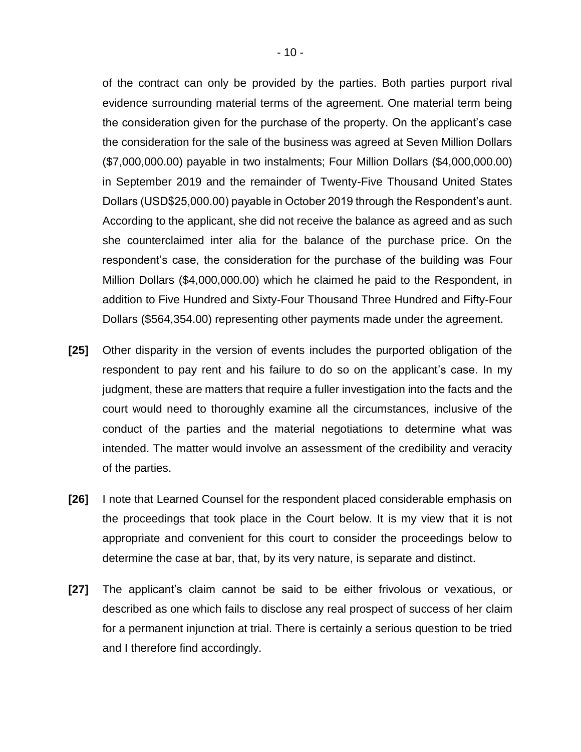of the contract can only be provided by the parties. Both parties purport rival evidence surrounding material terms of the agreement. One material term being the consideration given for the purchase of the property. On the applicant's case the consideration for the sale of the business was agreed at Seven Million Dollars ($7,000,000.00) payable in two instalments; Four Million Dollars ($4,000,000.00) in September 2019 and the remainder of Twenty-Five Thousand United States Dollars (USD$25,000.00) payable in October 2019 through the Respondent's aunt. According to the applicant, she did not receive the balance as agreed and as such she counterclaimed inter alia for the balance of the purchase price. On the respondent's case, the consideration for the purchase of the building was Four Million Dollars ($4,000,000.00) which he claimed he paid to the Respondent, in addition to Five Hundred and Sixty-Four Thousand Three Hundred and Fifty-Four Dollars ($564,354.00) representing other payments made under the agreement.

**[25]** Other disparity in the version of events includes the purported obligation of the respondent to pay rent and his failure to do so on the applicant's case. In my judgment, these are matters that require a fuller investigation into the facts and the court would need to thoroughly examine all the circumstances, inclusive of the conduct of the parties and the material negotiations to determine what was intended. The matter would involve an assessment of the credibility and veracity of the parties.

**[26]** I note that Learned Counsel for the respondent placed considerable emphasis on the proceedings that took place in the Court below. It is my view that it is not appropriate and convenient for this court to consider the proceedings below to determine the case at bar, that, by its very nature, is separate and distinct.

**[27]** The applicant's claim cannot be said to be either frivolous or vexatious, or described as one which fails to disclose any real prospect of success of her claim for a permanent injunction at trial. There is certainly a serious question to be tried and I therefore find accordingly.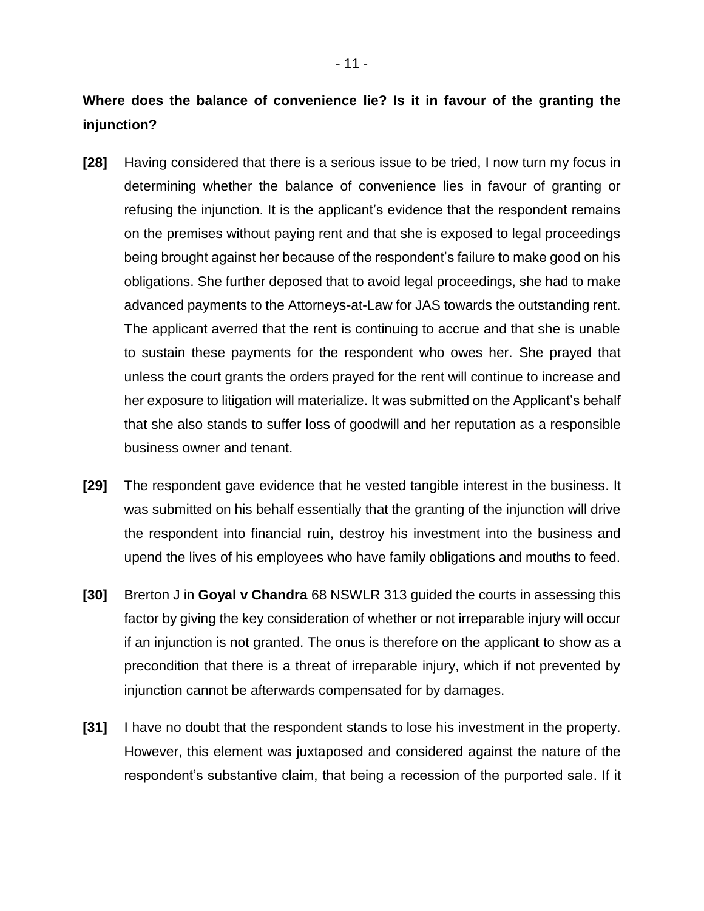**Where does the balance of convenience lie? Is it in favour of the granting the injunction?**

**[28]** Having considered that there is a serious issue to be tried, I now turn my focus in determining whether the balance of convenience lies in favour of granting or refusing the injunction. It is the applicant's evidence that the respondent remains on the premises without paying rent and that she is exposed to legal proceedings being brought against her because of the respondent's failure to make good on his obligations. She further deposed that to avoid legal proceedings, she had to make advanced payments to the Attorneys-at-Law for JAS towards the outstanding rent. The applicant averred that the rent is continuing to accrue and that she is unable to sustain these payments for the respondent who owes her. She prayed that unless the court grants the orders prayed for the rent will continue to increase and her exposure to litigation will materialize. It was submitted on the Applicant's behalf that she also stands to suffer loss of goodwill and her reputation as a responsible business owner and tenant.

**[29]** The respondent gave evidence that he vested tangible interest in the business. It was submitted on his behalf essentially that the granting of the injunction will drive the respondent into financial ruin, destroy his investment into the business and upend the lives of his employees who have family obligations and mouths to feed.

**[30]** Brerton J in **Goyal v Chandra** 68 NSWLR 313 guided the courts in assessing this factor by giving the key consideration of whether or not irreparable injury will occur if an injunction is not granted. The onus is therefore on the applicant to show as a precondition that there is a threat of irreparable injury, which if not prevented by injunction cannot be afterwards compensated for by damages.

**[31]** I have no doubt that the respondent stands to lose his investment in the property. However, this element was juxtaposed and considered against the nature of the respondent's substantive claim, that being a recession of the purported sale. If it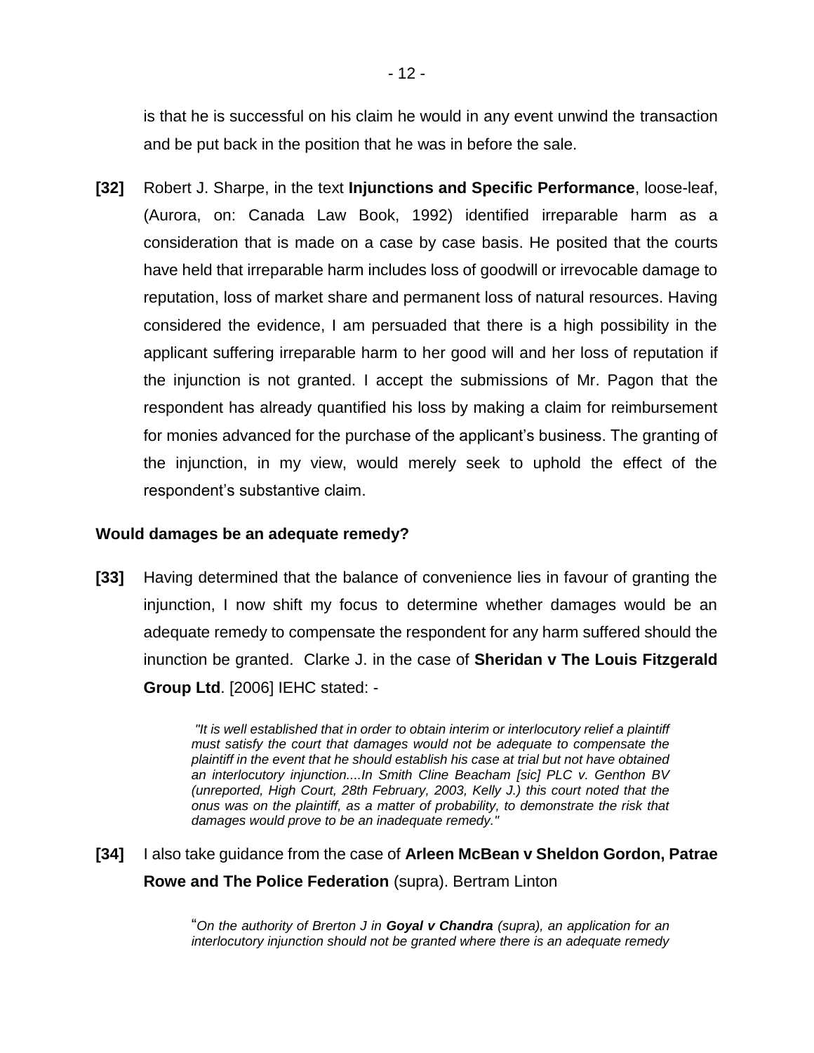is that he is successful on his claim he would in any event unwind the transaction and be put back in the position that he was in before the sale.

**[32]** Robert J. Sharpe, in the text **Injunctions and Specific Performance**, loose-leaf, (Aurora, on: Canada Law Book, 1992) identified irreparable harm as a consideration that is made on a case by case basis. He posited that the courts have held that irreparable harm includes loss of goodwill or irrevocable damage to reputation, loss of market share and permanent loss of natural resources. Having considered the evidence, I am persuaded that there is a high possibility in the applicant suffering irreparable harm to her good will and her loss of reputation if the injunction is not granted. I accept the submissions of Mr. Pagon that the respondent has already quantified his loss by making a claim for reimbursement for monies advanced for the purchase of the applicant's business. The granting of the injunction, in my view, would merely seek to uphold the effect of the respondent's substantive claim.

**Would damages be an adequate remedy?**

**[33]** Having determined that the balance of convenience lies in favour of granting the injunction, I now shift my focus to determine whether damages would be an adequate remedy to compensate the respondent for any harm suffered should the inunction be granted. Clarke J. in the case of **Sheridan v The Louis Fitzgerald Group Ltd**. [2006] IEHC stated: -

> *"It is well established that in order to obtain interim or interlocutory relief a plaintiff must satisfy the court that damages would not be adequate to compensate the plaintiff in the event that he should establish his case at trial but not have obtained an interlocutory injunction....In Smith Cline Beacham [sic] PLC v. Genthon BV (unreported, High Court, 28th February, 2003, Kelly J.) this court noted that the onus was on the plaintiff, as a matter of probability, to demonstrate the risk that damages would prove to be an inadequate remedy."*

**[34]** I also take guidance from the case of **Arleen McBean v Sheldon Gordon, Patrae Rowe and The Police Federation** (supra). Bertram Linton

> "*On the authority of Brerton J in **Goyal v Chandra** (supra), an application for an interlocutory injunction should not be granted where there is an adequate remedy*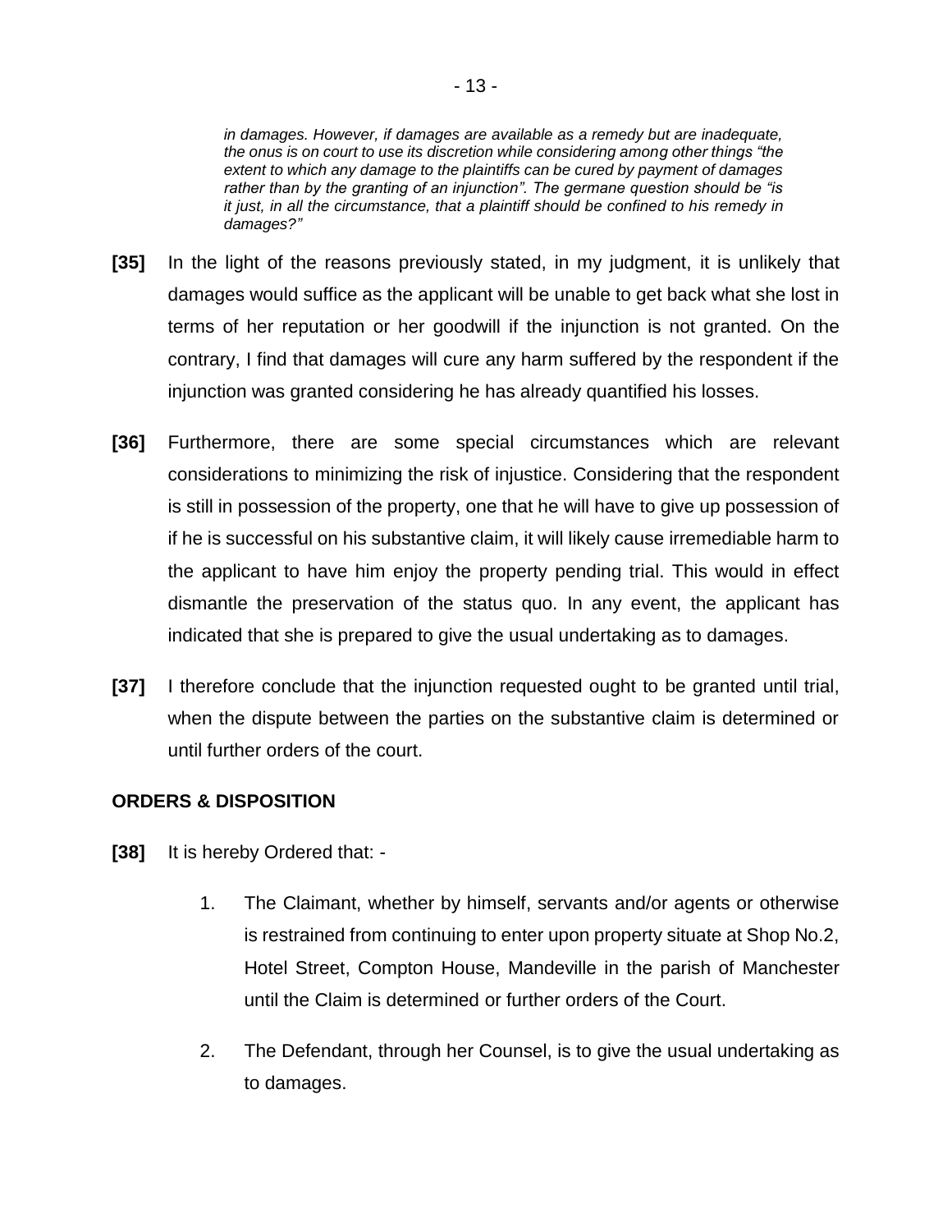> *in damages. However, if damages are available as a remedy but are inadequate, the onus is on court to use its discretion while considering among other things "the extent to which any damage to the plaintiffs can be cured by payment of damages rather than by the granting of an injunction". The germane question should be "is it just, in all the circumstance, that a plaintiff should be confined to his remedy in damages?"*

**[35]** In the light of the reasons previously stated, in my judgment, it is unlikely that damages would suffice as the applicant will be unable to get back what she lost in terms of her reputation or her goodwill if the injunction is not granted. On the contrary, I find that damages will cure any harm suffered by the respondent if the injunction was granted considering he has already quantified his losses.

**[36]** Furthermore, there are some special circumstances which are relevant considerations to minimizing the risk of injustice. Considering that the respondent is still in possession of the property, one that he will have to give up possession of if he is successful on his substantive claim, it will likely cause irremediable harm to the applicant to have him enjoy the property pending trial. This would in effect dismantle the preservation of the status quo. In any event, the applicant has indicated that she is prepared to give the usual undertaking as to damages.

**[37]** I therefore conclude that the injunction requested ought to be granted until trial, when the dispute between the parties on the substantive claim is determined or until further orders of the court.

## ORDERS & DISPOSITION

**[38]** It is hereby Ordered that: -

1. The Claimant, whether by himself, servants and/or agents or otherwise is restrained from continuing to enter upon property situate at Shop No.2, Hotel Street, Compton House, Mandeville in the parish of Manchester until the Claim is determined or further orders of the Court.

2. The Defendant, through her Counsel, is to give the usual undertaking as to damages.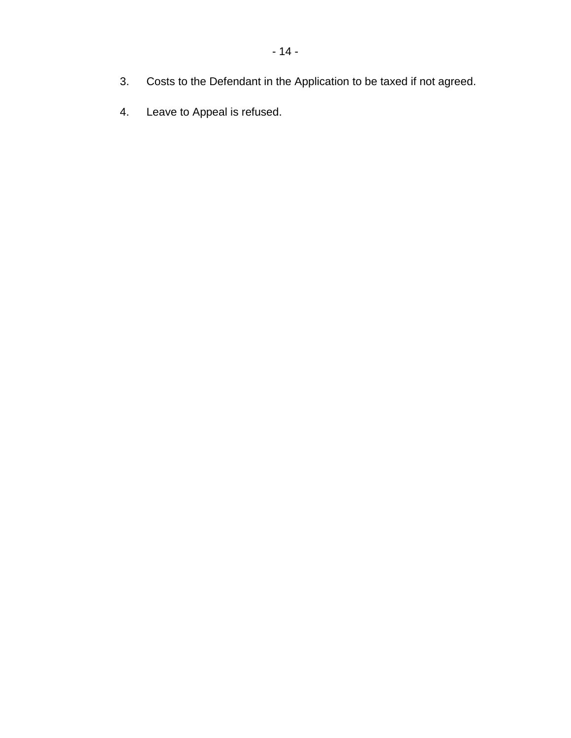3. Costs to the Defendant in the Application to be taxed if not agreed.

4. Leave to Appeal is refused.